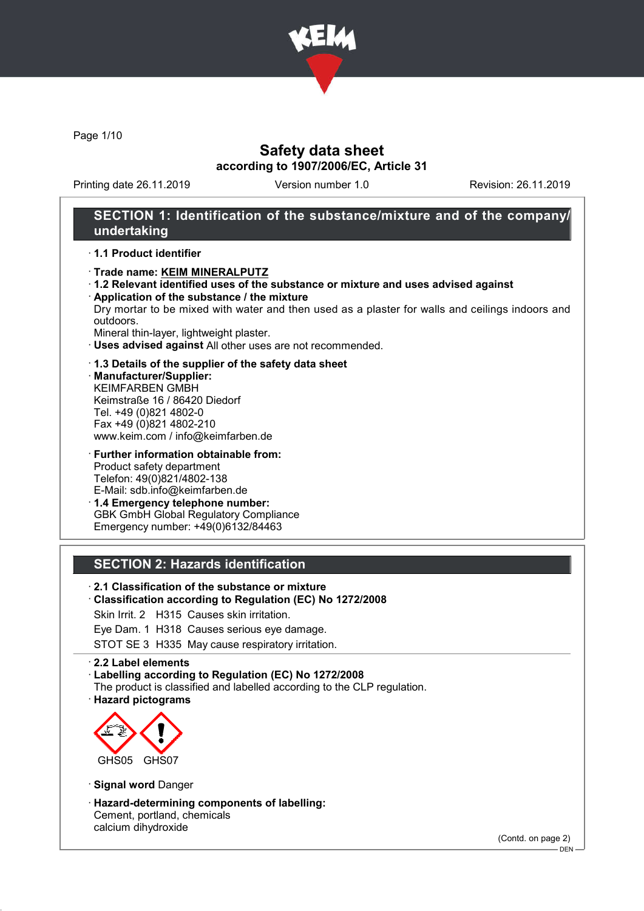# Safety data sheet

**according to 1907/2006/EC, Article 31**

Printing date 26.11.2019 Version number 1.0 Revision: 26.11.2019

## SECTION 1: Identification of the substance/mixture and of the company/undertaking

- **1.1 Product identifier**
- **Trade name: KEIM MINERALPUTZ**
- **1.2 Relevant identified uses of the substance or mixture and uses advised against**
- **Application of the substance / the mixture**
  Dry mortar to be mixed with water and then used as a plaster for walls and ceilings indoors and outdoors.
  Mineral thin-layer, lightweight plaster.
- **Uses advised against** All other uses are not recommended.

- **1.3 Details of the supplier of the safety data sheet**
- **Manufacturer/Supplier:**
  KEIMFARBEN GMBH
  Keimstraße 16 / 86420 Diedorf
  Tel. +49 (0)821 4802-0
  Fax +49 (0)821 4802-210
  www.keim.com / info@keimfarben.de

- **Further information obtainable from:**
  Product safety department
  Telefon: 49(0)821/4802-138
  E-Mail: sdb.info@keimfarben.de
- **1.4 Emergency telephone number:**
  GBK GmbH Global Regulatory Compliance
  Emergency number: +49(0)6132/84463

## SECTION 2: Hazards identification

- **2.1 Classification of the substance or mixture**
- **Classification according to Regulation (EC) No 1272/2008**

  Skin Irrit. 2 H315 Causes skin irritation.

  Eye Dam. 1 H318 Causes serious eye damage.

  STOT SE 3 H335 May cause respiratory irritation.

- **2.2 Label elements**
- **Labelling according to Regulation (EC) No 1272/2008**
  The product is classified and labelled according to the CLP regulation.
- **Hazard pictograms**

  GHS05 GHS07

- **Signal word** Danger

- **Hazard-determining components of labelling:**
  Cement, portland, chemicals
  calcium dihydroxide

(Contd. on page 2)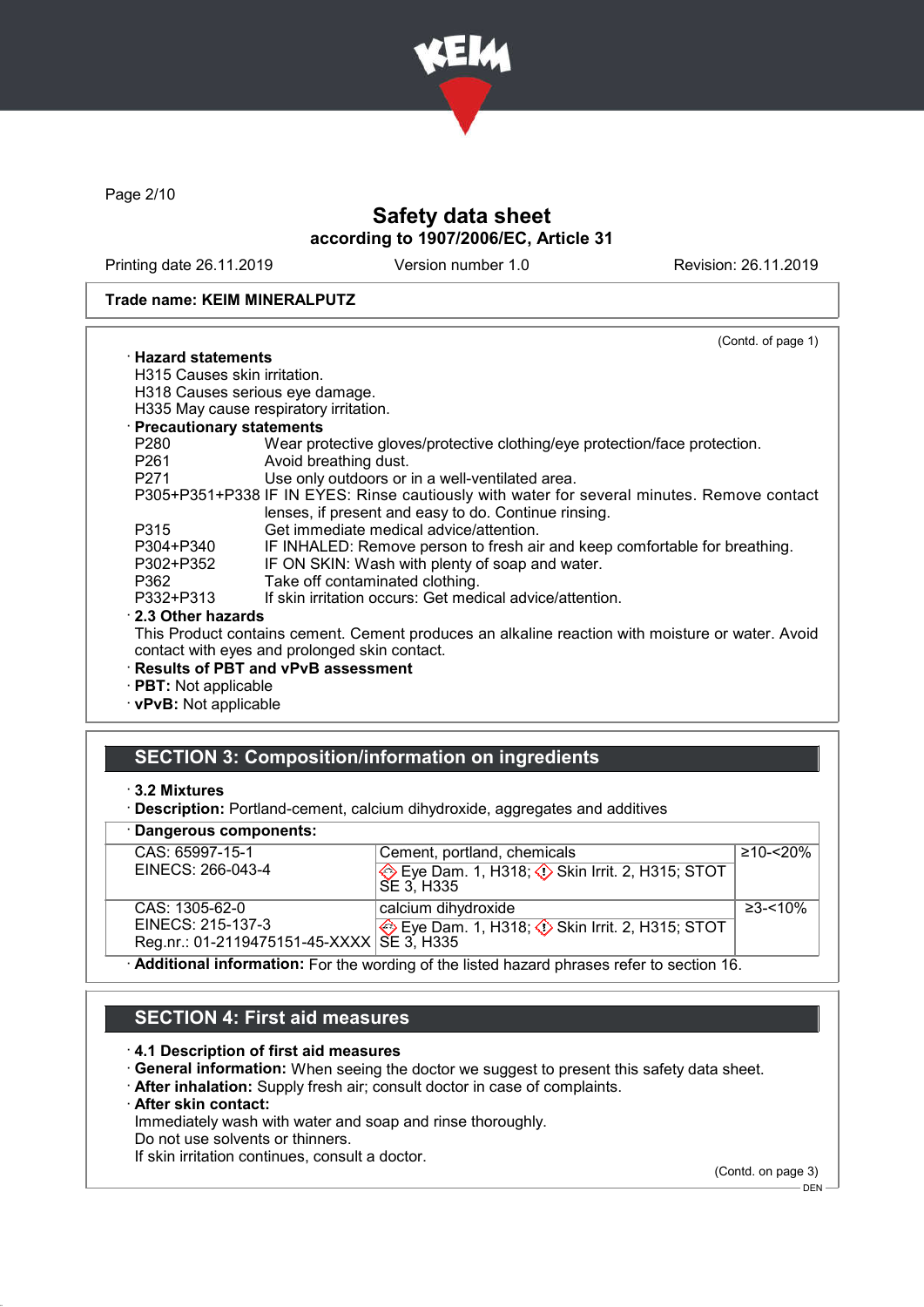**Trade name: KEIM MINERALPUTZ**

(Contd. of page 1)

· **Hazard statements**

H315 Causes skin irritation.
H318 Causes serious eye damage.
H335 May cause respiratory irritation.

· **Precautionary statements**

| | |
|---|---|
| P280 | Wear protective gloves/protective clothing/eye protection/face protection. |
| P261 | Avoid breathing dust. |
| P271 | Use only outdoors or in a well-ventilated area. |
| P305+P351+P338 | IF IN EYES: Rinse cautiously with water for several minutes. Remove contact lenses, if present and easy to do. Continue rinsing. |
| P315 | Get immediate medical advice/attention. |
| P304+P340 | IF INHALED: Remove person to fresh air and keep comfortable for breathing. |
| P302+P352 | IF ON SKIN: Wash with plenty of soap and water. |
| P362 | Take off contaminated clothing. |
| P332+P313 | If skin irritation occurs: Get medical advice/attention. |

· **2.3 Other hazards**

This Product contains cement. Cement produces an alkaline reaction with moisture or water. Avoid contact with eyes and prolonged skin contact.

· **Results of PBT and vPvB assessment**
· **PBT:** Not applicable
· **vPvB:** Not applicable

## SECTION 3: Composition/information on ingredients

· **3.2 Mixtures**
· **Description:** Portland-cement, calcium dihydroxide, aggregates and additives

· **Dangerous components:**

| | | |
|---|---|---|
| CAS: 65997-15-1<br>EINECS: 266-043-4 | Cement, portland, chemicals<br>Eye Dam. 1, H318; Skin Irrit. 2, H315; STOT SE 3, H335 | ≥10-<20% |
| CAS: 1305-62-0<br>EINECS: 215-137-3<br>Reg.nr.: 01-2119475151-45-XXXX | calcium dihydroxide<br>Eye Dam. 1, H318; Skin Irrit. 2, H315; STOT SE 3, H335 | ≥3-<10% |

· **Additional information:** For the wording of the listed hazard phrases refer to section 16.

## SECTION 4: First aid measures

· **4.1 Description of first aid measures**
· **General information:** When seeing the doctor we suggest to present this safety data sheet.
· **After inhalation:** Supply fresh air; consult doctor in case of complaints.
· **After skin contact:**

Immediately wash with water and soap and rinse thoroughly.
Do not use solvents or thinners.
If skin irritation continues, consult a doctor.

(Contd. on page 3)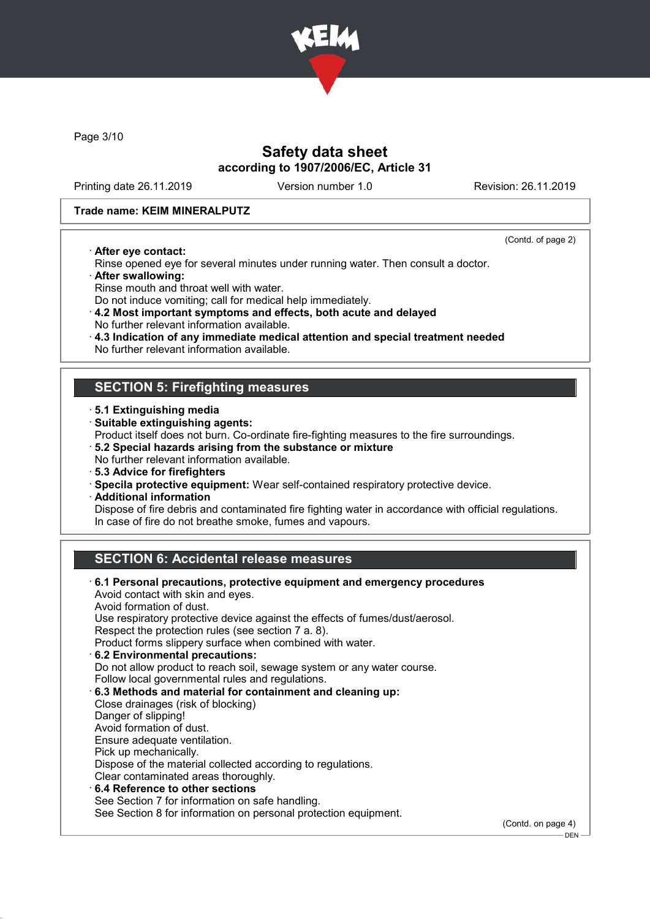**Trade name: KEIM MINERALPUTZ**

(Contd. of page 2)

· **After eye contact:**
Rinse opened eye for several minutes under running water. Then consult a doctor.
· **After swallowing:**
Rinse mouth and throat well with water.
Do not induce vomiting; call for medical help immediately.
· **4.2 Most important symptoms and effects, both acute and delayed**
No further relevant information available.
· **4.3 Indication of any immediate medical attention and special treatment needed**
No further relevant information available.

## SECTION 5: Firefighting measures

· **5.1 Extinguishing media**
· **Suitable extinguishing agents:**
Product itself does not burn. Co-ordinate fire-fighting measures to the fire surroundings.
· **5.2 Special hazards arising from the substance or mixture**
No further relevant information available.
· **5.3 Advice for firefighters**
· **Specila protective equipment:** Wear self-contained respiratory protective device.
· **Additional information**
Dispose of fire debris and contaminated fire fighting water in accordance with official regulations.
In case of fire do not breathe smoke, fumes and vapours.

## SECTION 6: Accidental release measures

· **6.1 Personal precautions, protective equipment and emergency procedures**
Avoid contact with skin and eyes.
Avoid formation of dust.
Use respiratory protective device against the effects of fumes/dust/aerosol.
Respect the protection rules (see section 7 a. 8).
Product forms slippery surface when combined with water.
· **6.2 Environmental precautions:**
Do not allow product to reach soil, sewage system or any water course.
Follow local governmental rules and regulations.
· **6.3 Methods and material for containment and cleaning up:**
Close drainages (risk of blocking)
Danger of slipping!
Avoid formation of dust.
Ensure adequate ventilation.
Pick up mechanically.
Dispose of the material collected according to regulations.
Clear contaminated areas thoroughly.
· **6.4 Reference to other sections**
See Section 7 for information on safe handling.
See Section 8 for information on personal protection equipment.

(Contd. on page 4)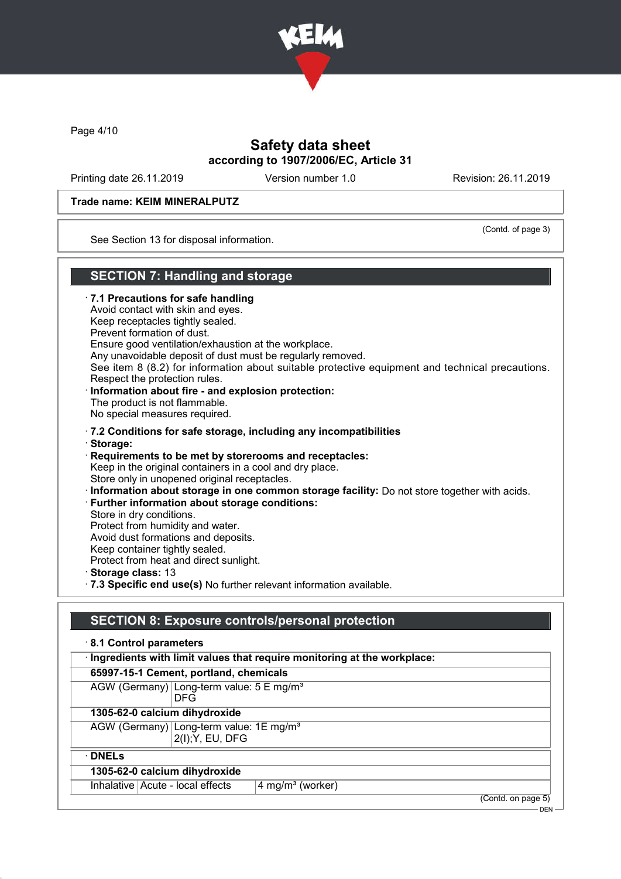**Trade name: KEIM MINERALPUTZ**

(Contd. of page 3)

See Section 13 for disposal information.

## SECTION 7: Handling and storage

· **7.1 Precautions for safe handling**
Avoid contact with skin and eyes.
Keep receptacles tightly sealed.
Prevent formation of dust.
Ensure good ventilation/exhaustion at the workplace.
Any unavoidable deposit of dust must be regularly removed.
See item 8 (8.2) for information about suitable protective equipment and technical precautions.
Respect the protection rules.

· **Information about fire - and explosion protection:**
The product is not flammable.
No special measures required.

· **7.2 Conditions for safe storage, including any incompatibilities**

· **Storage:**

· **Requirements to be met by storerooms and receptacles:**
Keep in the original containers in a cool and dry place.
Store only in unopened original receptacles.

· **Information about storage in one common storage facility:** Do not store together with acids.

· **Further information about storage conditions:**
Store in dry conditions.
Protect from humidity and water.
Avoid dust formations and deposits.
Keep container tightly sealed.
Protect from heat and direct sunlight.

· **Storage class:** 13

· **7.3 Specific end use(s)** No further relevant information available.

## SECTION 8: Exposure controls/personal protection

· **8.1 Control parameters**

| · **Ingredients with limit values that require monitoring at the workplace:** | |
|---|---|
| **65997-15-1 Cement, portland, chemicals** | |
| AGW (Germany) | Long-term value: 5 E mg/m³<br>DFG |
| **1305-62-0 calcium dihydroxide** | |
| AGW (Germany) | Long-term value: 1E mg/m³<br>2(I);Y, EU, DFG |

| · **DNELs** | | |
|---|---|---|
| **1305-62-0 calcium dihydroxide** | | |
| Inhalative | Acute - local effects | 4 mg/m³ (worker) |

(Contd. on page 5)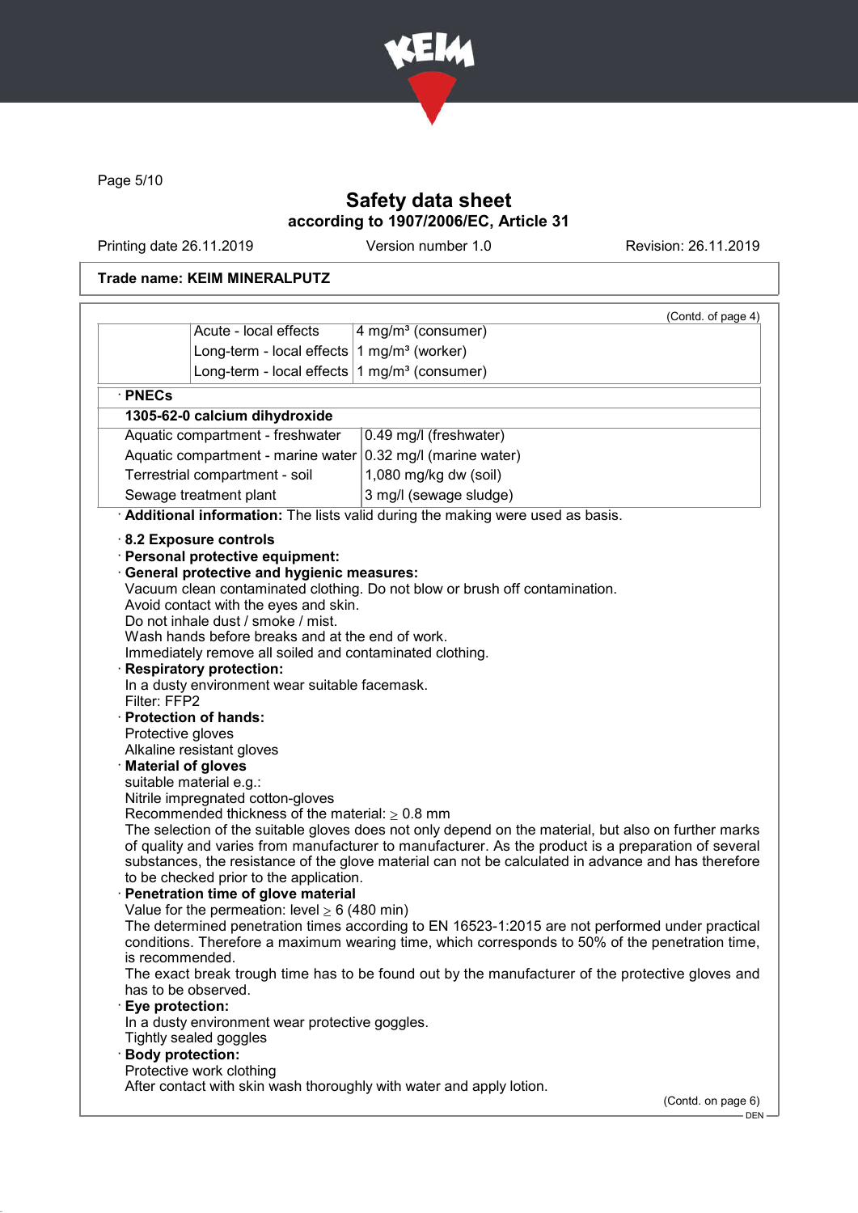Trade name: KEIM MINERALPUTZ

(Contd. of page 4)

| | | |
|---|---|---|
| | Acute - local effects | 4 mg/m³ (consumer) |
| | Long-term - local effects | 1 mg/m³ (worker) |
| | Long-term - local effects | 1 mg/m³ (consumer) |

· **PNECs**

| 1305-62-0 calcium dihydroxide | |
|---|---|
| Aquatic compartment - freshwater | 0.49 mg/l (freshwater) |
| Aquatic compartment - marine water | 0.32 mg/l (marine water) |
| Terrestrial compartment - soil | 1,080 mg/kg dw (soil) |
| Sewage treatment plant | 3 mg/l (sewage sludge) |

· **Additional information:** The lists valid during the making were used as basis.

· **8.2 Exposure controls**
· **Personal protective equipment:**
· **General protective and hygienic measures:**
Vacuum clean contaminated clothing. Do not blow or brush off contamination.
Avoid contact with the eyes and skin.
Do not inhale dust / smoke / mist.
Wash hands before breaks and at the end of work.
Immediately remove all soiled and contaminated clothing.
· **Respiratory protection:**
In a dusty environment wear suitable facemask.
Filter: FFP2
· **Protection of hands:**
Protective gloves
Alkaline resistant gloves
· **Material of gloves**
suitable material e.g.:
Nitrile impregnated cotton-gloves
Recommended thickness of the material: ≥ 0.8 mm
The selection of the suitable gloves does not only depend on the material, but also on further marks of quality and varies from manufacturer to manufacturer. As the product is a preparation of several substances, the resistance of the glove material can not be calculated in advance and has therefore to be checked prior to the application.
· **Penetration time of glove material**
Value for the permeation: level ≥ 6 (480 min)
The determined penetration times according to EN 16523-1:2015 are not performed under practical conditions. Therefore a maximum wearing time, which corresponds to 50% of the penetration time, is recommended.
The exact break trough time has to be found out by the manufacturer of the protective gloves and has to be observed.
· **Eye protection:**
In a dusty environment wear protective goggles.
Tightly sealed goggles
· **Body protection:**
Protective work clothing
After contact with skin wash thoroughly with water and apply lotion.

(Contd. on page 6)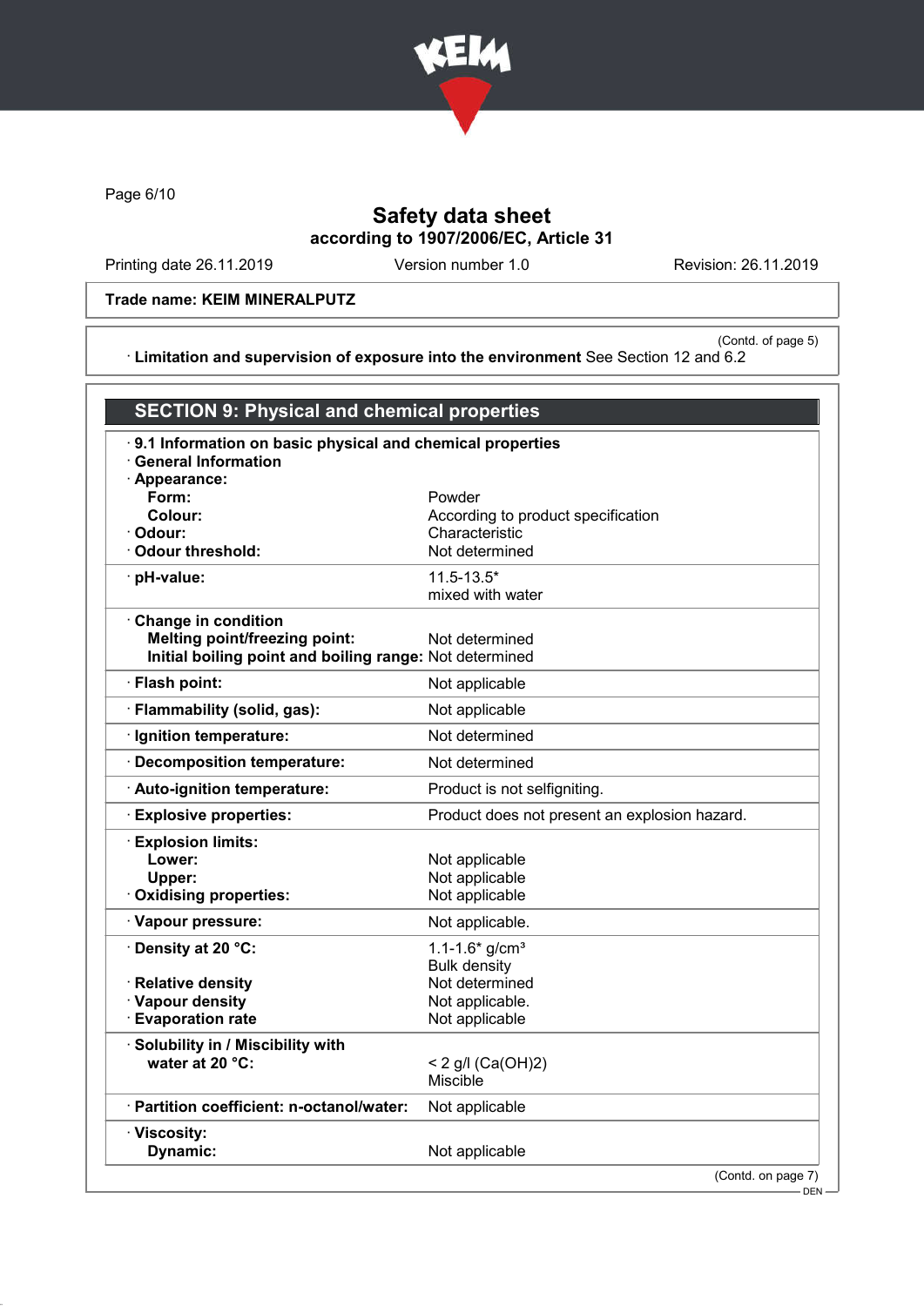Trade name: KEIM MINERALPUTZ

(Contd. of page 5)

· **Limitation and supervision of exposure into the environment** See Section 12 and 6.2

## SECTION 9: Physical and chemical properties

· **9.1 Information on basic physical and chemical properties**

· **General Information**

| Property | Value |
|---|---|
| · **Appearance:** | |
| **Form:** | Powder |
| **Colour:** | According to product specification |
| · **Odour:** | Characteristic |
| · **Odour threshold:** | Not determined |
| · **pH-value:** | 11.5-13.5* mixed with water |
| · **Change in condition** | |
| **Melting point/freezing point:** | Not determined |
| **Initial boiling point and boiling range:** | Not determined |
| · **Flash point:** | Not applicable |
| · **Flammability (solid, gas):** | Not applicable |
| · **Ignition temperature:** | Not determined |
| · **Decomposition temperature:** | Not determined |
| · **Auto-ignition temperature:** | Product is not selfigniting. |
| · **Explosive properties:** | Product does not present an explosion hazard. |
| · **Explosion limits:** | |
| **Lower:** | Not applicable |
| **Upper:** | Not applicable |
| · **Oxidising properties:** | Not applicable |
| · **Vapour pressure:** | Not applicable. |
| · **Density at 20 °C:** | 1.1-1.6* g/cm³ Bulk density |
| · **Relative density** | Not determined |
| · **Vapour density** | Not applicable. |
| · **Evaporation rate** | Not applicable |
| · **Solubility in / Miscibility with water at 20 °C:** | < 2 g/l ($Ca(OH)_2$) Miscible |
| · **Partition coefficient: n-octanol/water:** | Not applicable |
| · **Viscosity:** | |
| **Dynamic:** | Not applicable |

(Contd. on page 7)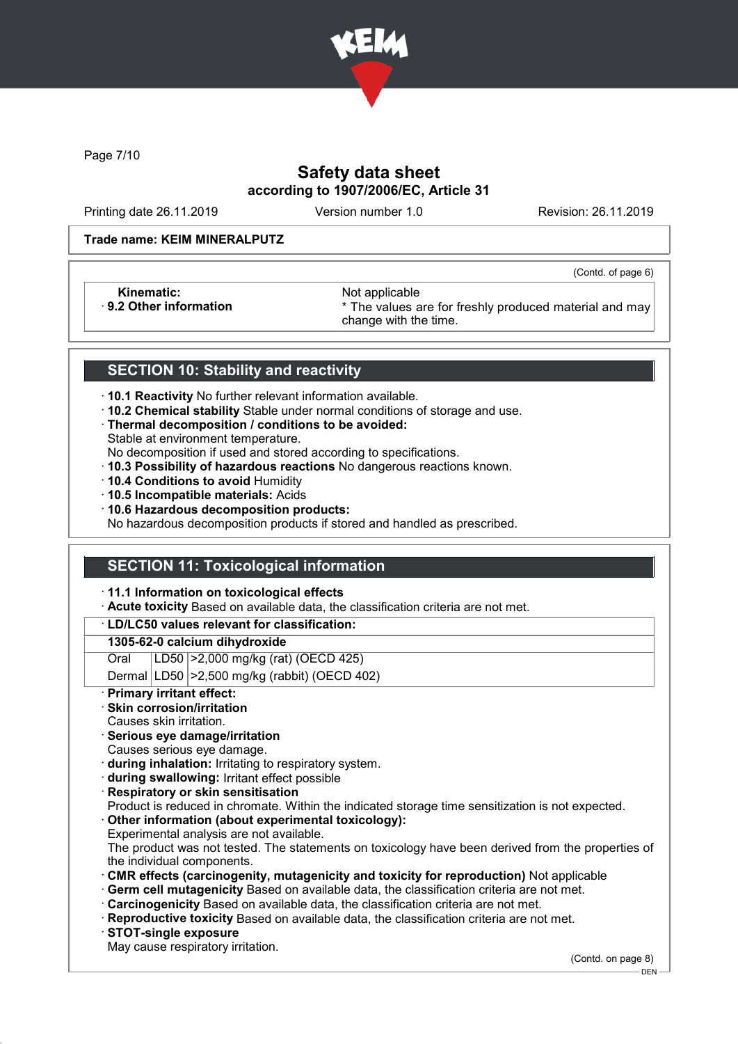Safety data sheet
according to 1907/2006/EC, Article 31

Printing date 26.11.2019 Version number 1.0 Revision: 26.11.2019

**Trade name: KEIM MINERALPUTZ**

(Contd. of page 6)

| | |
|---|---|
| **Kinematic:** | Not applicable |
| · **9.2 Other information** | * The values are for freshly produced material and may change with the time. |

## SECTION 10: Stability and reactivity

· **10.1 Reactivity** No further relevant information available.
· **10.2 Chemical stability** Stable under normal conditions of storage and use.
· **Thermal decomposition / conditions to be avoided:**
Stable at environment temperature.
No decomposition if used and stored according to specifications.
· **10.3 Possibility of hazardous reactions** No dangerous reactions known.
· **10.4 Conditions to avoid** Humidity
· **10.5 Incompatible materials:** Acids
· **10.6 Hazardous decomposition products:**
No hazardous decomposition products if stored and handled as prescribed.

## SECTION 11: Toxicological information

· **11.1 Information on toxicological effects**
· **Acute toxicity** Based on available data, the classification criteria are not met.

· **LD/LC50 values relevant for classification:**

| **1305-62-0 calcium dihydroxide** | | |
|---|---|---|
| Oral | LD50 | >2,000 mg/kg (rat) (OECD 425) |
| Dermal | LD50 | >2,500 mg/kg (rabbit) (OECD 402) |

· **Primary irritant effect:**
· **Skin corrosion/irritation**
Causes skin irritation.
· **Serious eye damage/irritation**
Causes serious eye damage.
· **during inhalation:** Irritating to respiratory system.
· **during swallowing:** Irritant effect possible
· **Respiratory or skin sensitisation**
Product is reduced in chromate. Within the indicated storage time sensitization is not expected.
· **Other information (about experimental toxicology):**
Experimental analysis are not available.
The product was not tested. The statements on toxicology have been derived from the properties of the individual components.
· **CMR effects (carcinogenity, mutagenicity and toxicity for reproduction)** Not applicable
· **Germ cell mutagenicity** Based on available data, the classification criteria are not met.
· **Carcinogenicity** Based on available data, the classification criteria are not met.
· **Reproductive toxicity** Based on available data, the classification criteria are not met.
· **STOT-single exposure**
May cause respiratory irritation.

(Contd. on page 8)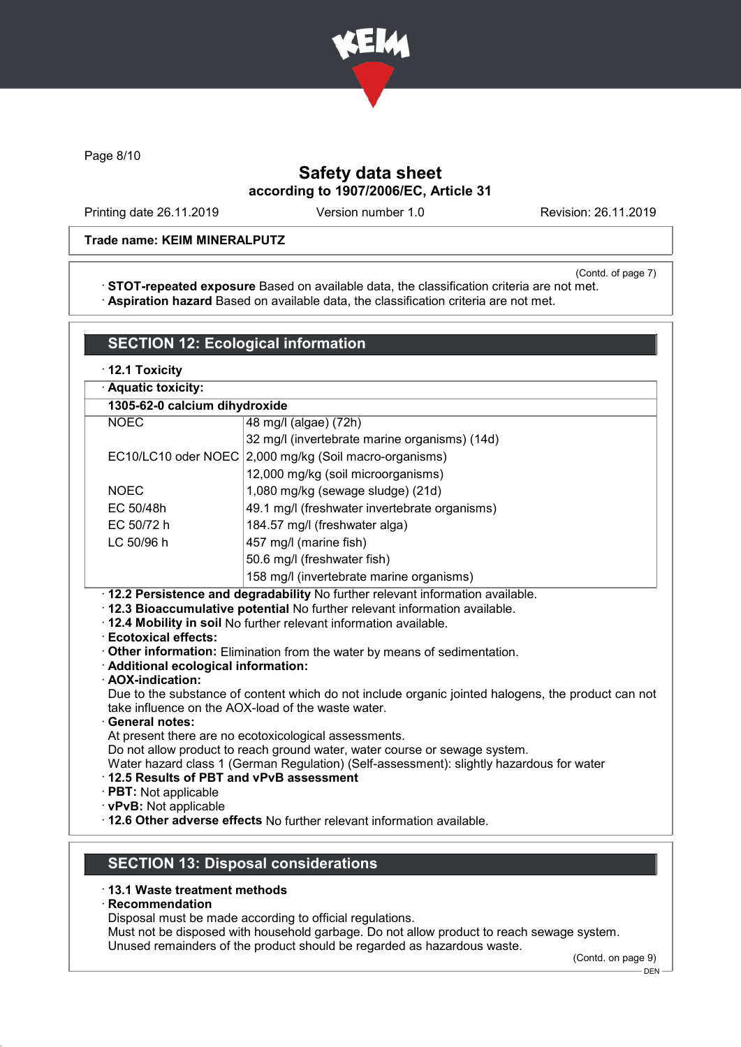Printing date 26.11.2019 | Version number 1.0 | Revision: 26.11.2019

**Trade name: KEIM MINERALPUTZ**

(Contd. of page 7)

· **STOT-repeated exposure** Based on available data, the classification criteria are not met.
· **Aspiration hazard** Based on available data, the classification criteria are not met.

## SECTION 12: Ecological information

· **12.1 Toxicity**

| · **Aquatic toxicity:** | |
|---|---|
| **1305-62-0 calcium dihydroxide** | |
| NOEC | 48 mg/l (algae) (72h) |
| | 32 mg/l (invertebrate marine organisms) (14d) |
| EC10/LC10 oder NOEC | 2,000 mg/kg (Soil macro-organisms) |
| | 12,000 mg/kg (soil microorganisms) |
| NOEC | 1,080 mg/kg (sewage sludge) (21d) |
| EC 50/48h | 49.1 mg/l (freshwater invertebrate organisms) |
| EC 50/72 h | 184.57 mg/l (freshwater alga) |
| LC 50/96 h | 457 mg/l (marine fish) |
| | 50.6 mg/l (freshwater fish) |
| | 158 mg/l (invertebrate marine organisms) |

· **12.2 Persistence and degradability** No further relevant information available.
· **12.3 Bioaccumulative potential** No further relevant information available.
· **12.4 Mobility in soil** No further relevant information available.
· **Ecotoxical effects:**
· **Other information:** Elimination from the water by means of sedimentation.
· **Additional ecological information:**
· **AOX-indication:**
Due to the substance of content which do not include organic jointed halogens, the product can not take influence on the AOX-load of the waste water.
· **General notes:**
At present there are no ecotoxicological assessments.
Do not allow product to reach ground water, water course or sewage system.
Water hazard class 1 (German Regulation) (Self-assessment): slightly hazardous for water
· **12.5 Results of PBT and vPvB assessment**
· **PBT:** Not applicable
· **vPvB:** Not applicable
· **12.6 Other adverse effects** No further relevant information available.

## SECTION 13: Disposal considerations

· **13.1 Waste treatment methods**
· **Recommendation**
Disposal must be made according to official regulations.
Must not be disposed with household garbage. Do not allow product to reach sewage system.
Unused remainders of the product should be regarded as hazardous waste.

(Contd. on page 9)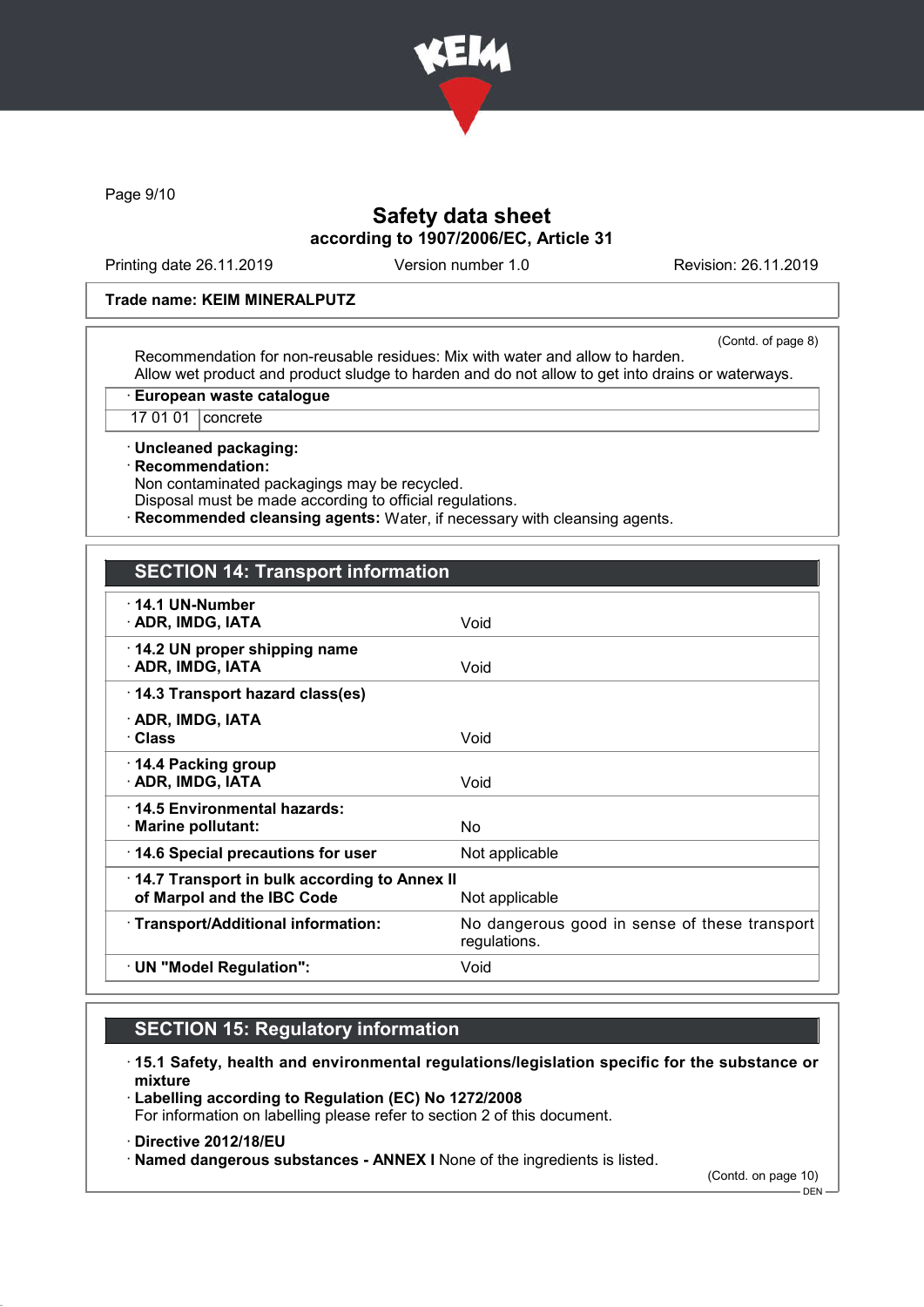Trade name: KEIM MINERALPUTZ

(Contd. of page 8)

Recommendation for non-reusable residues: Mix with water and allow to harden.
Allow wet product and product sludge to harden and do not allow to get into drains or waterways.

· **European waste catalogue**

| 17 01 01 | concrete |
|---|---|

· **Uncleaned packaging:**
· **Recommendation:**
Non contaminated packagings may be recycled.
Disposal must be made according to official regulations.
· **Recommended cleansing agents:** Water, if necessary with cleansing agents.

## SECTION 14: Transport information

| | |
|---|---|
| · **14.1 UN-Number** · **ADR, IMDG, IATA** | Void |
| · **14.2 UN proper shipping name** · **ADR, IMDG, IATA** | Void |
| · **14.3 Transport hazard class(es)** · **ADR, IMDG, IATA** · **Class** | Void |
| · **14.4 Packing group** · **ADR, IMDG, IATA** | Void |
| · **14.5 Environmental hazards:** · **Marine pollutant:** | No |
| · **14.6 Special precautions for user** | Not applicable |
| · **14.7 Transport in bulk according to Annex II of Marpol and the IBC Code** | Not applicable |
| · **Transport/Additional information:** | No dangerous good in sense of these transport regulations. |
| · **UN "Model Regulation":** | Void |

## SECTION 15: Regulatory information

· **15.1 Safety, health and environmental regulations/legislation specific for the substance or mixture**
· **Labelling according to Regulation (EC) No 1272/2008**
For information on labelling please refer to section 2 of this document.

· **Directive 2012/18/EU**
· **Named dangerous substances - ANNEX I** None of the ingredients is listed.

(Contd. on page 10)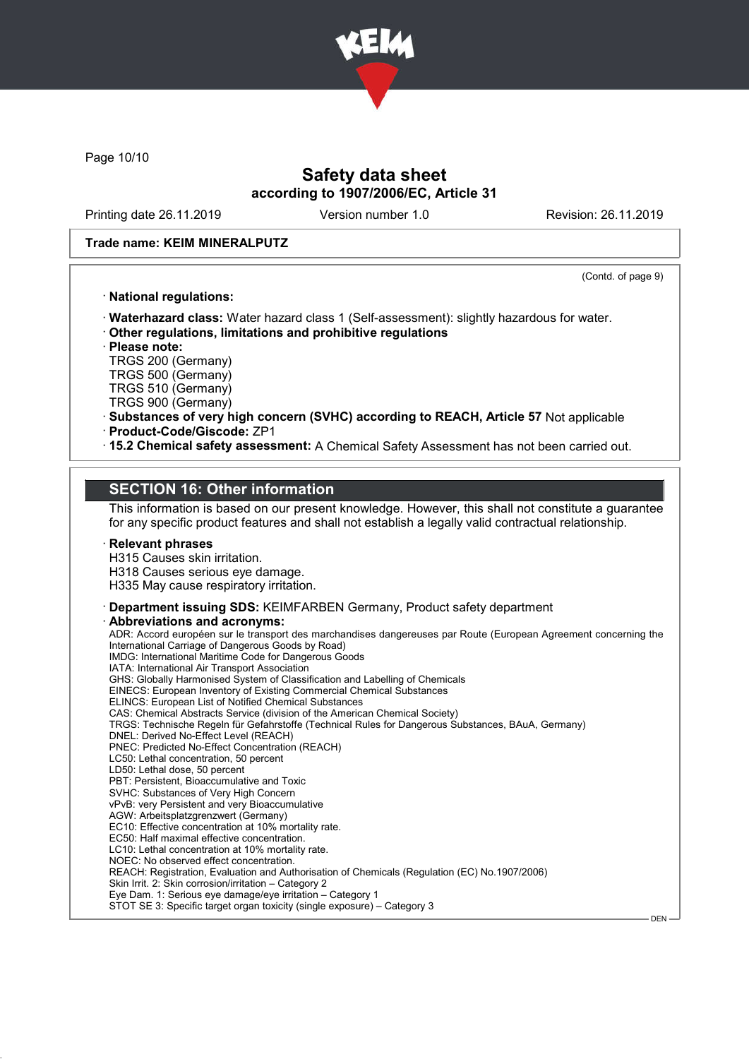Trade name: KEIM MINERALPUTZ

(Contd. of page 9)

· **National regulations:**

· **Waterhazard class:** Water hazard class 1 (Self-assessment): slightly hazardous for water.
· **Other regulations, limitations and prohibitive regulations**
· **Please note:**
TRGS 200 (Germany)
TRGS 500 (Germany)
TRGS 510 (Germany)
TRGS 900 (Germany)
· **Substances of very high concern (SVHC) according to REACH, Article 57** Not applicable
· **Product-Code/Giscode:** ZP1
· **15.2 Chemical safety assessment:** A Chemical Safety Assessment has not been carried out.

## SECTION 16: Other information

This information is based on our present knowledge. However, this shall not constitute a guarantee for any specific product features and shall not establish a legally valid contractual relationship.

· **Relevant phrases**
H315 Causes skin irritation.
H318 Causes serious eye damage.
H335 May cause respiratory irritation.

· **Department issuing SDS:** KEIMFARBEN Germany, Product safety department
· **Abbreviations and acronyms:**
ADR: Accord européen sur le transport des marchandises dangereuses par Route (European Agreement concerning the International Carriage of Dangerous Goods by Road)
IMDG: International Maritime Code for Dangerous Goods
IATA: International Air Transport Association
GHS: Globally Harmonised System of Classification and Labelling of Chemicals
EINECS: European Inventory of Existing Commercial Chemical Substances
ELINCS: European List of Notified Chemical Substances
CAS: Chemical Abstracts Service (division of the American Chemical Society)
TRGS: Technische Regeln für Gefahrstoffe (Technical Rules for Dangerous Substances, BAuA, Germany)
DNEL: Derived No-Effect Level (REACH)
PNEC: Predicted No-Effect Concentration (REACH)
LC50: Lethal concentration, 50 percent
LD50: Lethal dose, 50 percent
PBT: Persistent, Bioaccumulative and Toxic
SVHC: Substances of Very High Concern
vPvB: very Persistent and very Bioaccumulative
AGW: Arbeitsplatzgrenzwert (Germany)
EC10: Effective concentration at 10% mortality rate.
EC50: Half maximal effective concentration.
LC10: Lethal concentration at 10% mortality rate.
NOEC: No observed effect concentration.
REACH: Registration, Evaluation and Authorisation of Chemicals (Regulation (EC) No.1907/2006)
Skin Irrit. 2: Skin corrosion/irritation – Category 2
Eye Dam. 1: Serious eye damage/eye irritation – Category 1
STOT SE 3: Specific target organ toxicity (single exposure) – Category 3